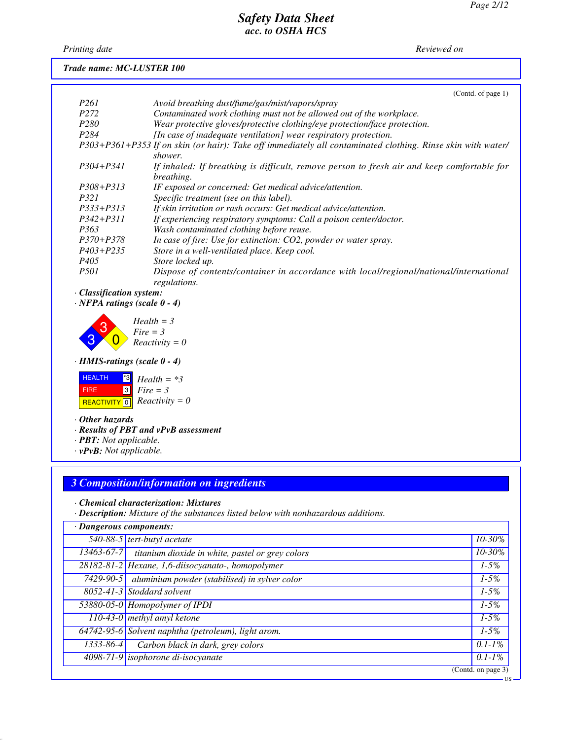# Safety Data Sheet
## acc. to OSHA HCS

*Printing date* *Reviewed on*

**Trade name: MC-LUSTER 100**

(Contd. of page 1)

| | |
|---|---|
| P261 | Avoid breathing dust/fume/gas/mist/vapors/spray |
| P272 | Contaminated work clothing must not be allowed out of the workplace. |
| P280 | Wear protective gloves/protective clothing/eye protection/face protection. |
| P284 | [In case of inadequate ventilation] wear respiratory protection. |
| P303+P361+P353 | If on skin (or hair): Take off immediately all contaminated clothing. Rinse skin with water/shower. |
| P304+P341 | If inhaled: If breathing is difficult, remove person to fresh air and keep comfortable for breathing. |
| P308+P313 | IF exposed or concerned: Get medical advice/attention. |
| P321 | Specific treatment (see on this label). |
| P333+P313 | If skin irritation or rash occurs: Get medical advice/attention. |
| P342+P311 | If experiencing respiratory symptoms: Call a poison center/doctor. |
| P363 | Wash contaminated clothing before reuse. |
| P370+P378 | In case of fire: Use for extinction: CO2, powder or water spray. |
| P403+P235 | Store in a well-ventilated place. Keep cool. |
| P405 | Store locked up. |
| P501 | Dispose of contents/container in accordance with local/regional/national/international regulations. |

· **Classification system:**

· **NFPA ratings (scale 0 - 4)**

Health = 3
Fire = 3
Reactivity = 0

· **HMIS-ratings (scale 0 - 4)**

HEALTH *3 — Health = *3
FIRE 3 — Fire = 3
REACTIVITY 0 — Reactivity = 0

· **Other hazards**

· **Results of PBT and vPvB assessment**

· **PBT:** Not applicable.

· **vPvB:** Not applicable.

## 3 Composition/information on ingredients

· **Chemical characterization: Mixtures**

· **Description:** Mixture of the substances listed below with nonhazardous additions.

· **Dangerous components:**

| CAS | Component | % |
|---|---|---|
| 540-88-5 | tert-butyl acetate | 10-30% |
| 13463-67-7 | titanium dioxide in white, pastel or grey colors | 10-30% |
| 28182-81-2 | Hexane, 1,6-diisocyanato-, homopolymer | 1-5% |
| 7429-90-5 | aluminium powder (stabilised) in sylver color | 1-5% |
| 8052-41-3 | Stoddard solvent | 1-5% |
| 53880-05-0 | Homopolymer of IPDI | 1-5% |
| 110-43-0 | methyl amyl ketone | 1-5% |
| 64742-95-6 | Solvent naphtha (petroleum), light arom. | 1-5% |
| 1333-86-4 | Carbon black in dark, grey colors | 0.1-1% |
| 4098-71-9 | isophorone di-isocyanate | 0.1-1% |

(Contd. on page 3)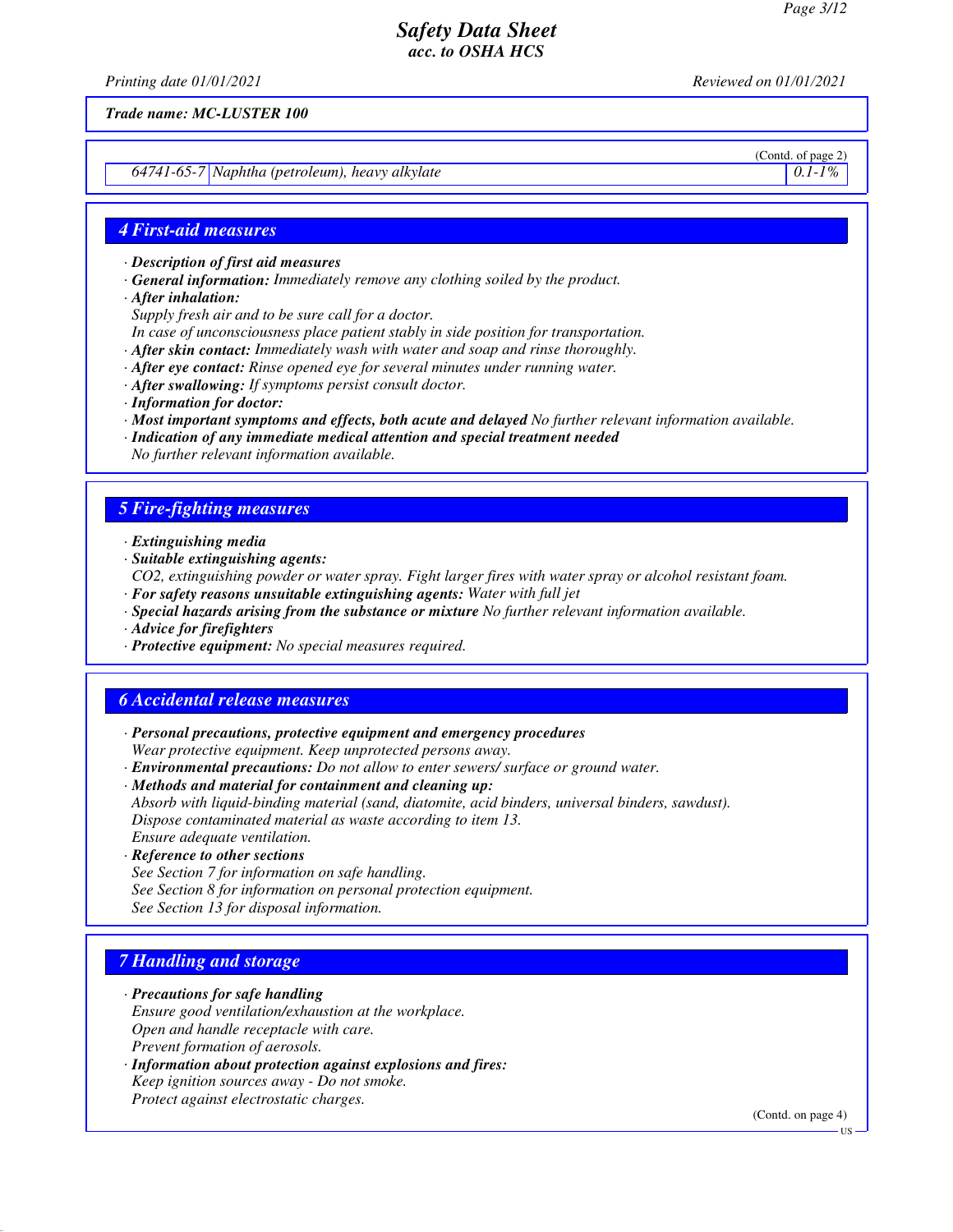Trade name: MC-LUSTER 100

(Contd. of page 2)

| | | |
|---|---|---|
| 64741-65-7 | Naphtha (petroleum), heavy alkylate | 0.1-1% |

## 4 First-aid measures

- **Description of first aid measures**
- **General information:** Immediately remove any clothing soiled by the product.
- **After inhalation:**
  Supply fresh air and to be sure call for a doctor.
  In case of unconsciousness place patient stably in side position for transportation.
- **After skin contact:** Immediately wash with water and soap and rinse thoroughly.
- **After eye contact:** Rinse opened eye for several minutes under running water.
- **After swallowing:** If symptoms persist consult doctor.
- **Information for doctor:**
- **Most important symptoms and effects, both acute and delayed** No further relevant information available.
- **Indication of any immediate medical attention and special treatment needed**
  No further relevant information available.

## 5 Fire-fighting measures

- **Extinguishing media**
- **Suitable extinguishing agents:**
  CO2, extinguishing powder or water spray. Fight larger fires with water spray or alcohol resistant foam.
- **For safety reasons unsuitable extinguishing agents:** Water with full jet
- **Special hazards arising from the substance or mixture** No further relevant information available.
- **Advice for firefighters**
- **Protective equipment:** No special measures required.

## 6 Accidental release measures

- **Personal precautions, protective equipment and emergency procedures**
  Wear protective equipment. Keep unprotected persons away.
- **Environmental precautions:** Do not allow to enter sewers/ surface or ground water.
- **Methods and material for containment and cleaning up:**
  Absorb with liquid-binding material (sand, diatomite, acid binders, universal binders, sawdust).
  Dispose contaminated material as waste according to item 13.
  Ensure adequate ventilation.
- **Reference to other sections**
  See Section 7 for information on safe handling.
  See Section 8 for information on personal protection equipment.
  See Section 13 for disposal information.

## 7 Handling and storage

- **Precautions for safe handling**
  Ensure good ventilation/exhaustion at the workplace.
  Open and handle receptacle with care.
  Prevent formation of aerosols.
- **Information about protection against explosions and fires:**
  Keep ignition sources away - Do not smoke.
  Protect against electrostatic charges.

(Contd. on page 4)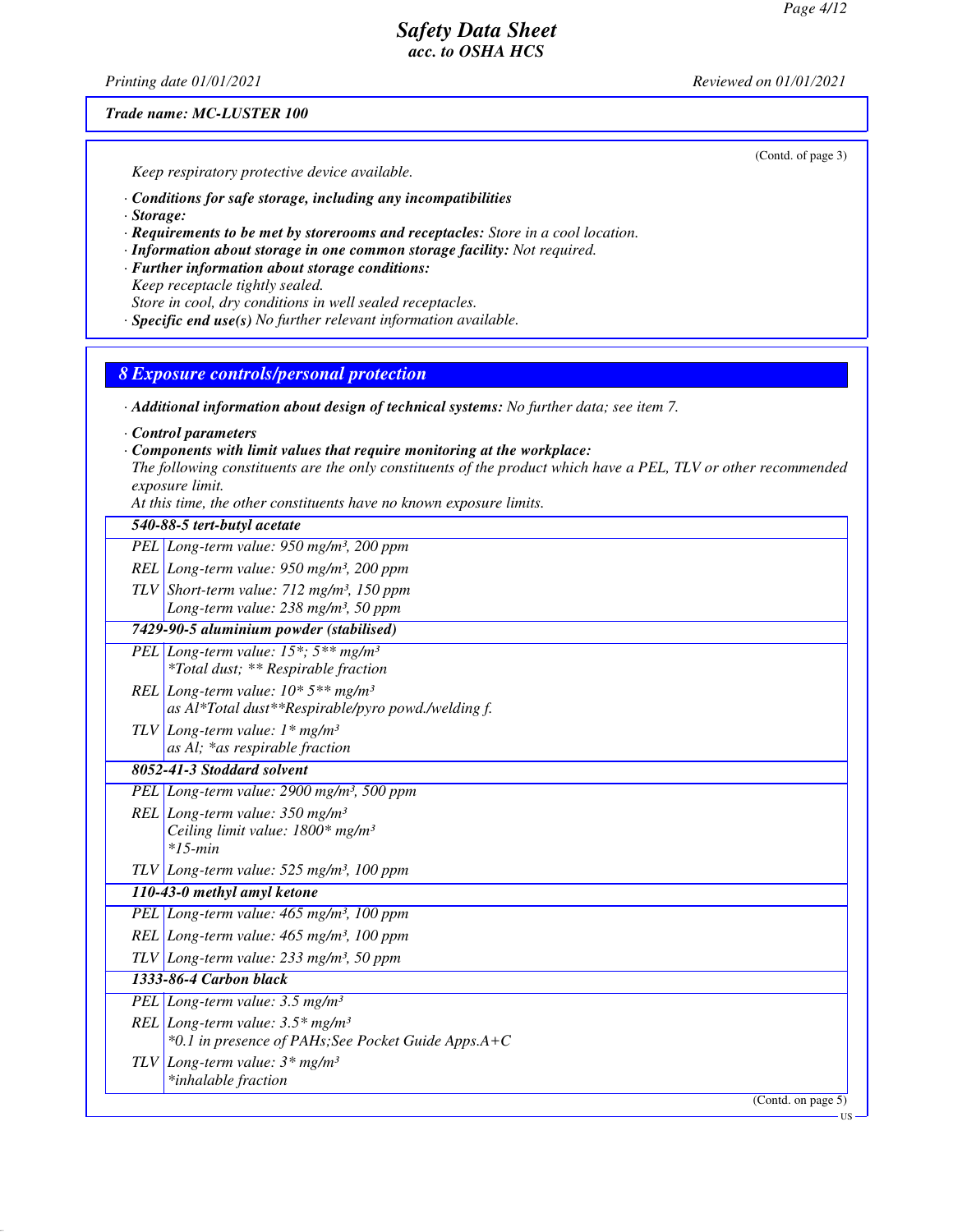(Contd. of page 3)

*Keep respiratory protective device available.*

· ***Conditions for safe storage, including any incompatibilities***

· ***Storage:***

· ***Requirements to be met by storerooms and receptacles:*** *Store in a cool location.*

· ***Information about storage in one common storage facility:*** *Not required.*

· ***Further information about storage conditions:***

*Keep receptacle tightly sealed.*

*Store in cool, dry conditions in well sealed receptacles.*

· ***Specific end use(s)*** *No further relevant information available.*

## 8 Exposure controls/personal protection

· ***Additional information about design of technical systems:*** *No further data; see item 7.*

· ***Control parameters***

· ***Components with limit values that require monitoring at the workplace:***

*The following constituents are the only constituents of the product which have a PEL, TLV or other recommended exposure limit.*

*At this time, the other constituents have no known exposure limits.*

| 540-88-5 tert-butyl acetate | |
|---|---|
| PEL | Long-term value: 950 mg/m³, 200 ppm |
| REL | Long-term value: 950 mg/m³, 200 ppm |
| TLV | Short-term value: 712 mg/m³, 150 ppm<br>Long-term value: 238 mg/m³, 50 ppm |
| **7429-90-5 aluminium powder (stabilised)** | |
| PEL | Long-term value: 15*; 5** mg/m³<br>*Total dust; ** Respirable fraction |
| REL | Long-term value: 10* 5** mg/m³<br>as Al*Total dust**Respirable/pyro powd./welding f. |
| TLV | Long-term value: 1* mg/m³<br>as Al; *as respirable fraction |
| **8052-41-3 Stoddard solvent** | |
| PEL | Long-term value: 2900 mg/m³, 500 ppm |
| REL | Long-term value: 350 mg/m³<br>Ceiling limit value: 1800* mg/m³<br>*15-min |
| TLV | Long-term value: 525 mg/m³, 100 ppm |
| **110-43-0 methyl amyl ketone** | |
| PEL | Long-term value: 465 mg/m³, 100 ppm |
| REL | Long-term value: 465 mg/m³, 100 ppm |
| TLV | Long-term value: 233 mg/m³, 50 ppm |
| **1333-86-4 Carbon black** | |
| PEL | Long-term value: 3.5 mg/m³ |
| REL | Long-term value: 3.5* mg/m³<br>*0.1 in presence of PAHs;See Pocket Guide Apps.A+C |
| TLV | Long-term value: 3* mg/m³<br>*inhalable fraction |

(Contd. on page 5)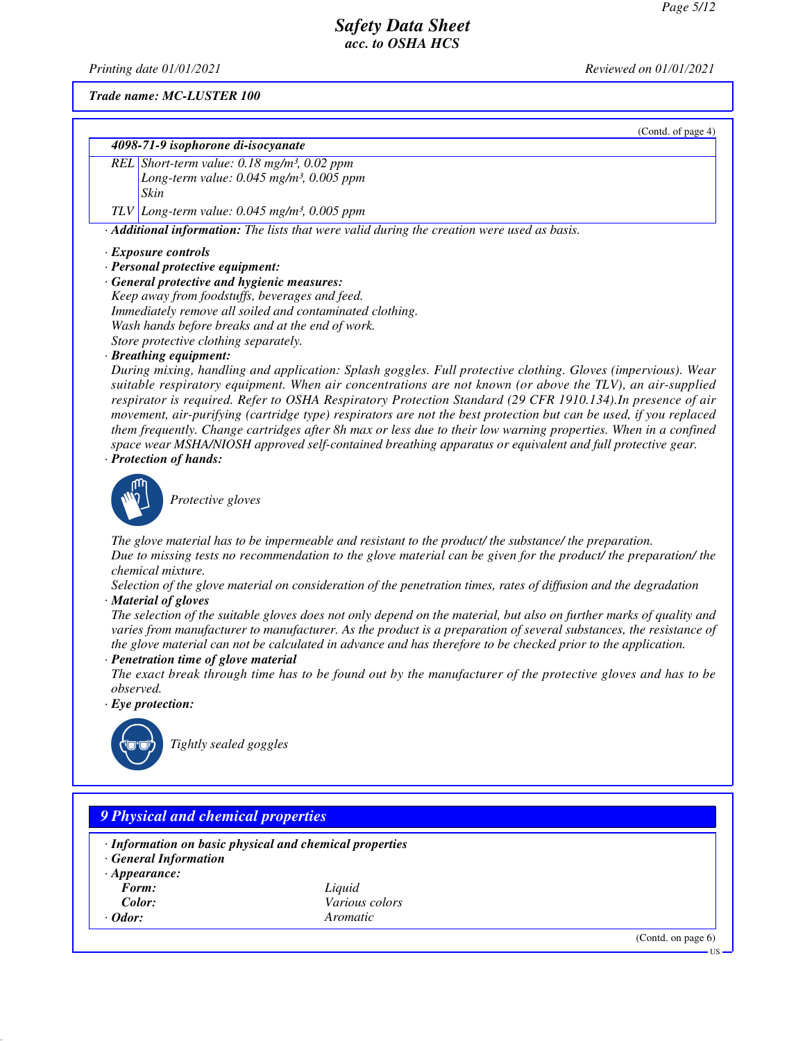Trade name: MC-LUSTER 100

(Contd. of page 4)

| 4098-71-9 isophorone di-isocyanate | |
|---|---|
| REL | Short-term value: 0.18 mg/m³, 0.02 ppm<br>Long-term value: 0.045 mg/m³, 0.005 ppm<br>Skin |
| TLV | Long-term value: 0.045 mg/m³, 0.005 ppm |

· **Additional information:** The lists that were valid during the creation were used as basis.

· **Exposure controls**
· **Personal protective equipment:**
· **General protective and hygienic measures:**
Keep away from foodstuffs, beverages and feed.
Immediately remove all soiled and contaminated clothing.
Wash hands before breaks and at the end of work.
Store protective clothing separately.
· **Breathing equipment:**
During mixing, handling and application: Splash goggles. Full protective clothing. Gloves (impervious). Wear suitable respiratory equipment. When air concentrations are not known (or above the TLV), an air-supplied respirator is required. Refer to OSHA Respiratory Protection Standard (29 CFR 1910.134).In presence of air movement, air-purifying (cartridge type) respirators are not the best protection but can be used, if you replaced them frequently. Change cartridges after 8h max or less due to their low warning properties. When in a confined space wear MSHA/NIOSH approved self-contained breathing apparatus or equivalent and full protective gear.
· **Protection of hands:**

Protective gloves

The glove material has to be impermeable and resistant to the product/ the substance/ the preparation.
Due to missing tests no recommendation to the glove material can be given for the product/ the preparation/ the chemical mixture.
Selection of the glove material on consideration of the penetration times, rates of diffusion and the degradation
· **Material of gloves**
The selection of the suitable gloves does not only depend on the material, but also on further marks of quality and varies from manufacturer to manufacturer. As the product is a preparation of several substances, the resistance of the glove material can not be calculated in advance and has therefore to be checked prior to the application.
· **Penetration time of glove material**
The exact break through time has to be found out by the manufacturer of the protective gloves and has to be observed.
· **Eye protection:**

Tightly sealed goggles

## 9 Physical and chemical properties

· **Information on basic physical and chemical properties**
· **General Information**
· **Appearance:**

| | |
|---|---|
| **Form:** | Liquid |
| **Color:** | Various colors |
| · **Odor:** | Aromatic |

(Contd. on page 6)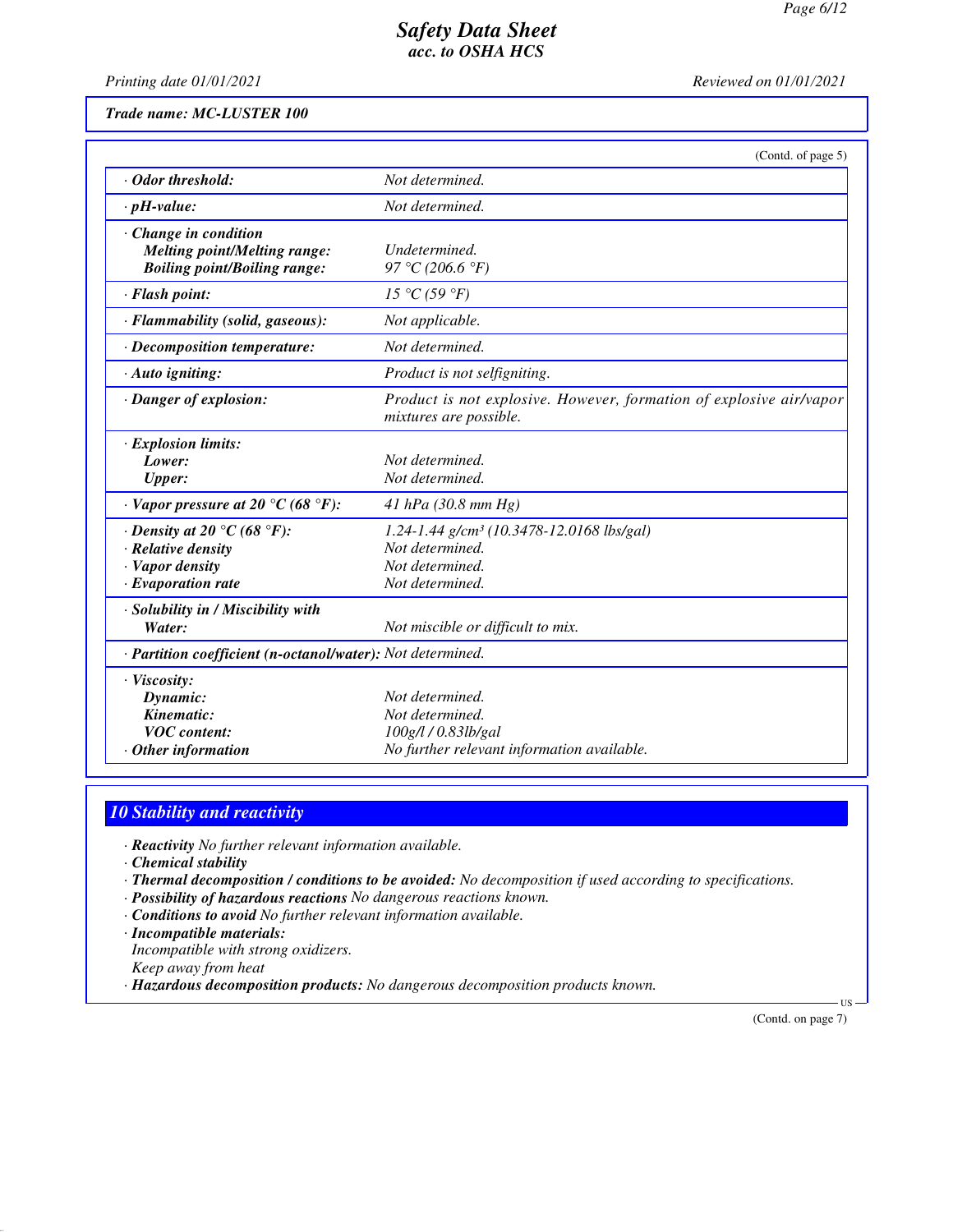**Safety Data Sheet**
**acc. to OSHA HCS**

Printing date 01/01/2021 | Reviewed on 01/01/2021

**Trade name: MC-LUSTER 100**

(Contd. of page 5)

| | |
|---|---|
| · **Odor threshold:** | *Not determined.* |
| · **pH-value:** | *Not determined.* |
| · **Change in condition** | |
| **Melting point/Melting range:** | *Undetermined.* |
| **Boiling point/Boiling range:** | *97 °C (206.6 °F)* |
| · **Flash point:** | *15 °C (59 °F)* |
| · **Flammability (solid, gaseous):** | *Not applicable.* |
| · **Decomposition temperature:** | *Not determined.* |
| · **Auto igniting:** | *Product is not selfigniting.* |
| · **Danger of explosion:** | *Product is not explosive. However, formation of explosive air/vapor mixtures are possible.* |
| · **Explosion limits:** | |
| **Lower:** | *Not determined.* |
| **Upper:** | *Not determined.* |
| · **Vapor pressure at 20 °C (68 °F):** | *41 hPa (30.8 mm Hg)* |
| · **Density at 20 °C (68 °F):** | *1.24-1.44 g/cm³ (10.3478-12.0168 lbs/gal)* |
| · **Relative density** | *Not determined.* |
| · **Vapor density** | *Not determined.* |
| · **Evaporation rate** | *Not determined.* |
| · **Solubility in / Miscibility with** | |
| **Water:** | *Not miscible or difficult to mix.* |
| · **Partition coefficient (n-octanol/water):** | *Not determined.* |
| · **Viscosity:** | |
| **Dynamic:** | *Not determined.* |
| **Kinematic:** | *Not determined.* |
| **VOC content:** | *100g/l / 0.83lb/gal* |
| · **Other information** | *No further relevant information available.* |

## 10 Stability and reactivity

· **Reactivity** *No further relevant information available.*
· **Chemical stability**
· **Thermal decomposition / conditions to be avoided:** *No decomposition if used according to specifications.*
· **Possibility of hazardous reactions** *No dangerous reactions known.*
· **Conditions to avoid** *No further relevant information available.*
· **Incompatible materials:**
*Incompatible with strong oxidizers.*
*Keep away from heat*
· **Hazardous decomposition products:** *No dangerous decomposition products known.*

(Contd. on page 7)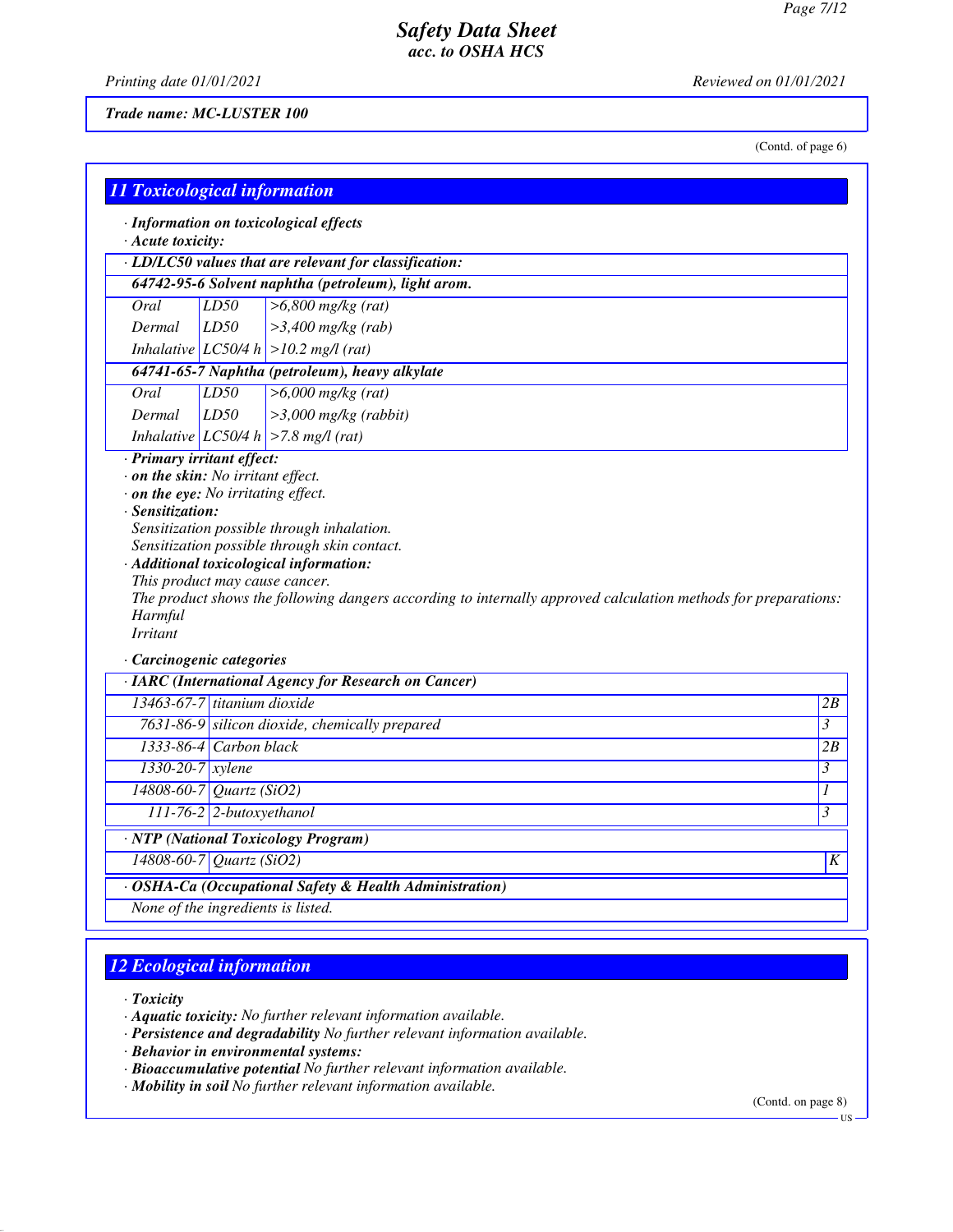Trade name: MC-LUSTER 100

(Contd. of page 6)

## 11 Toxicological information

· **Information on toxicological effects**
· **Acute toxicity:**

| · LD/LC50 values that are relevant for classification: | | |
|---|---|---|
| **64742-95-6 Solvent naphtha (petroleum), light arom.** | | |
| Oral | LD50 | >6,800 mg/kg (rat) |
| Dermal | LD50 | >3,400 mg/kg (rab) |
| Inhalative | LC50/4 h | >10.2 mg/l (rat) |
| **64741-65-7 Naphtha (petroleum), heavy alkylate** | | |
| Oral | LD50 | >6,000 mg/kg (rat) |
| Dermal | LD50 | >3,000 mg/kg (rabbit) |
| Inhalative | LC50/4 h | >7.8 mg/l (rat) |

· **Primary irritant effect:**
· **on the skin:** No irritant effect.
· **on the eye:** No irritating effect.
· **Sensitization:**
Sensitization possible through inhalation.
Sensitization possible through skin contact.
· **Additional toxicological information:**
This product may cause cancer.
The product shows the following dangers according to internally approved calculation methods for preparations:
Harmful
Irritant

· **Carcinogenic categories**

| · IARC (International Agency for Research on Cancer) | | |
|---|---|---|
| 13463-67-7 | titanium dioxide | 2B |
| 7631-86-9 | silicon dioxide, chemically prepared | 3 |
| 1333-86-4 | Carbon black | 2B |
| 1330-20-7 | xylene | 3 |
| 14808-60-7 | Quartz ($SiO_2$) | 1 |
| 111-76-2 | 2-butoxyethanol | 3 |

| · NTP (National Toxicology Program) | | |
|---|---|---|
| 14808-60-7 | Quartz ($SiO_2$) | K |

| · OSHA-Ca (Occupational Safety & Health Administration) |
|---|
| None of the ingredients is listed. |

## 12 Ecological information

· **Toxicity**
· **Aquatic toxicity:** No further relevant information available.
· **Persistence and degradability** No further relevant information available.
· **Behavior in environmental systems:**
· **Bioaccumulative potential** No further relevant information available.
· **Mobility in soil** No further relevant information available.

(Contd. on page 8)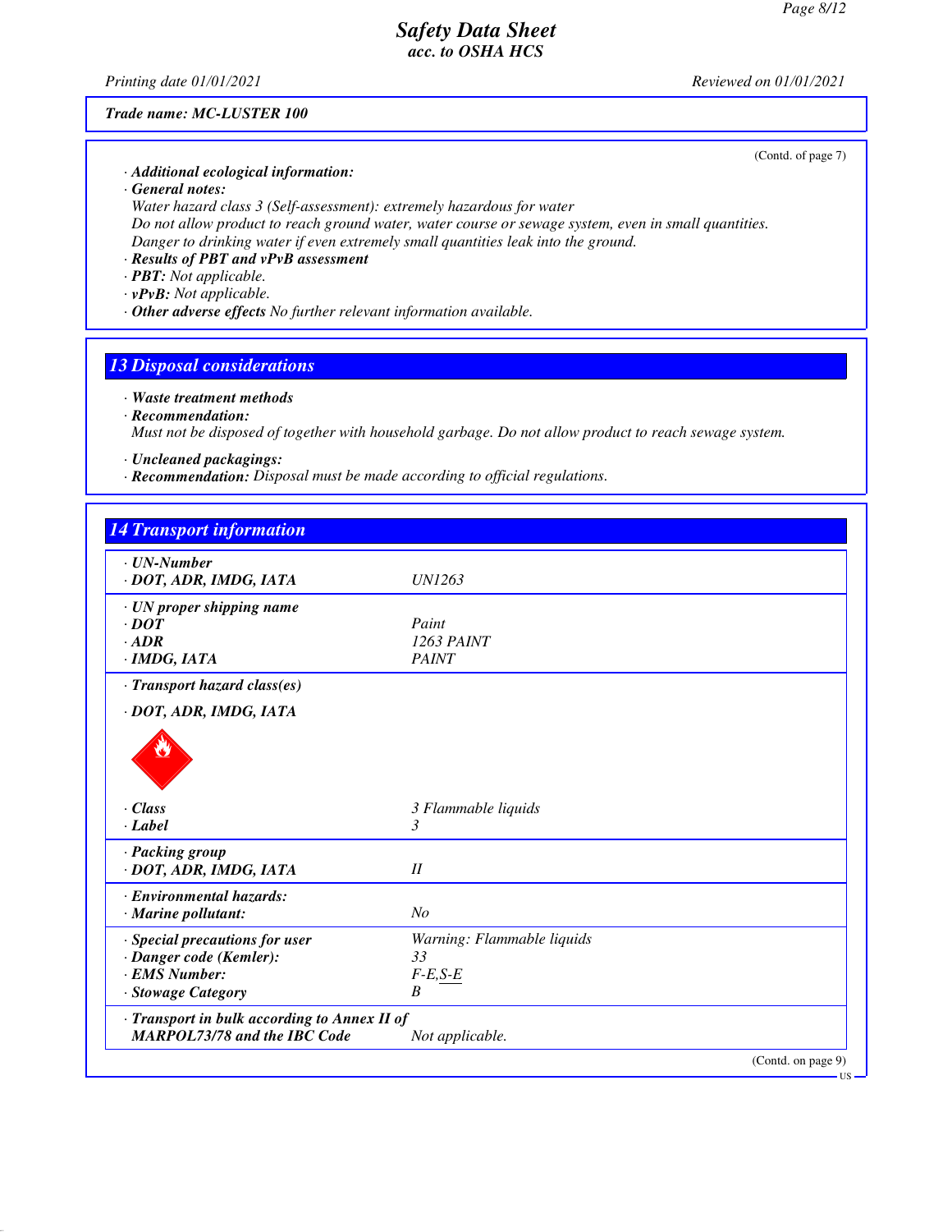**Trade name: MC-LUSTER 100**

(Contd. of page 7)

· **Additional ecological information:**
· **General notes:**
Water hazard class 3 (Self-assessment): extremely hazardous for water
Do not allow product to reach ground water, water course or sewage system, even in small quantities.
Danger to drinking water if even extremely small quantities leak into the ground.
· **Results of PBT and vPvB assessment**
· **PBT:** Not applicable.
· **vPvB:** Not applicable.
· **Other adverse effects** No further relevant information available.

## 13 Disposal considerations

· **Waste treatment methods**
· **Recommendation:**
Must not be disposed of together with household garbage. Do not allow product to reach sewage system.

· **Uncleaned packagings:**
· **Recommendation:** Disposal must be made according to official regulations.

## 14 Transport information

| | |
|---|---|
| · **UN-Number** | |
| · **DOT, ADR, IMDG, IATA** | UN1263 |
| · **UN proper shipping name** | |
| · **DOT** | Paint |
| · **ADR** | 1263 PAINT |
| · **IMDG, IATA** | PAINT |
| · **Transport hazard class(es)** | |
| · **DOT, ADR, IMDG, IATA** | |
| · **Class** | 3 Flammable liquids |
| · **Label** | 3 |
| · **Packing group** | |
| · **DOT, ADR, IMDG, IATA** | II |
| · **Environmental hazards:** | |
| · **Marine pollutant:** | No |
| · **Special precautions for user** | Warning: Flammable liquids |
| · **Danger code (Kemler):** | 33 |
| · **EMS Number:** | F-E,S-E |
| · **Stowage Category** | B |
| · **Transport in bulk according to Annex II of MARPOL73/78 and the IBC Code** | Not applicable. |

(Contd. on page 9)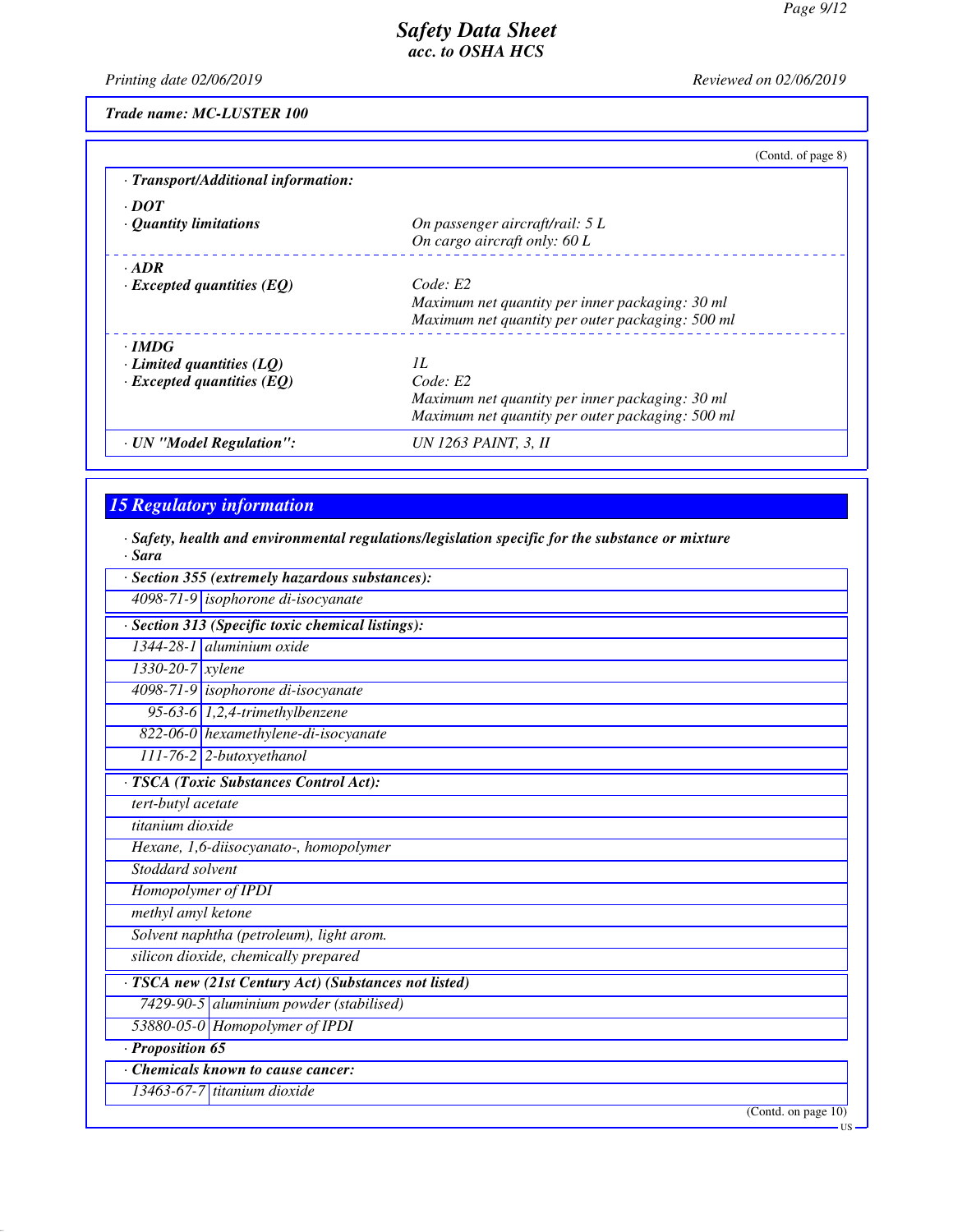**Trade name: MC-LUSTER 100**

(Contd. of page 8)

| · Transport/Additional information: | |
|---|---|
| **· DOT** | |
| **· Quantity limitations** | *On passenger aircraft/rail: 5 L* <br> *On cargo aircraft only: 60 L* |
| **· ADR** | |
| **· Excepted quantities (EQ)** | *Code: E2* <br> *Maximum net quantity per inner packaging: 30 ml* <br> *Maximum net quantity per outer packaging: 500 ml* |
| **· IMDG** | |
| **· Limited quantities (LQ)** | *1L* |
| **· Excepted quantities (EQ)** | *Code: E2* <br> *Maximum net quantity per inner packaging: 30 ml* <br> *Maximum net quantity per outer packaging: 500 ml* |
| **· UN "Model Regulation":** | *UN 1263 PAINT, 3, II* |

## 15 Regulatory information

**· Safety, health and environmental regulations/legislation specific for the substance or mixture**

**· Sara**

| · Section 355 (extremely hazardous substances): | |
|---|---|
| 4098-71-9 | isophorone di-isocyanate |

| · Section 313 (Specific toxic chemical listings): | |
|---|---|
| 1344-28-1 | aluminium oxide |
| 1330-20-7 | xylene |
| 4098-71-9 | isophorone di-isocyanate |
| 95-63-6 | 1,2,4-trimethylbenzene |
| 822-06-0 | hexamethylene-di-isocyanate |
| 111-76-2 | 2-butoxyethanol |

| · TSCA (Toxic Substances Control Act): |
|---|
| tert-butyl acetate |
| titanium dioxide |
| Hexane, 1,6-diisocyanato-, homopolymer |
| Stoddard solvent |
| Homopolymer of IPDI |
| methyl amyl ketone |
| Solvent naphtha (petroleum), light arom. |
| silicon dioxide, chemically prepared |

| · TSCA new (21st Century Act) (Substances not listed) | |
|---|---|
| 7429-90-5 | aluminium powder (stabilised) |
| 53880-05-0 | Homopolymer of IPDI |

**· Proposition 65**

| · Chemicals known to cause cancer: | |
|---|---|
| 13463-67-7 | titanium dioxide |

(Contd. on page 10)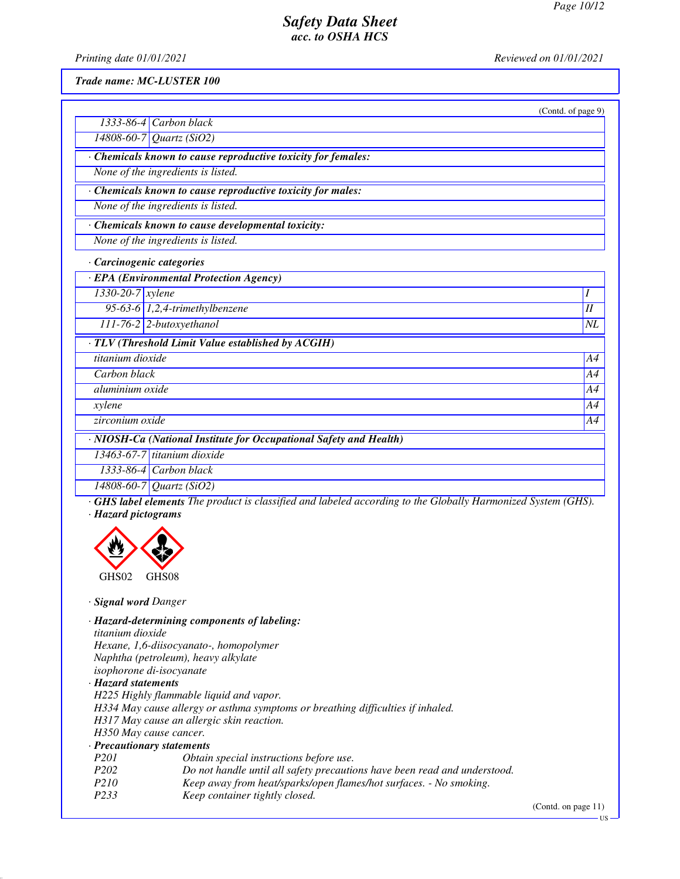**Trade name: MC-LUSTER 100**

(Contd. of page 9)

| | |
|---|---|
| 1333-86-4 | Carbon black |
| 14808-60-7 | Quartz (SiO2) |

· **Chemicals known to cause reproductive toxicity for females:**

None of the ingredients is listed.

· **Chemicals known to cause reproductive toxicity for males:**

None of the ingredients is listed.

· **Chemicals known to cause developmental toxicity:**

None of the ingredients is listed.

· **Carcinogenic categories**

· **EPA (Environmental Protection Agency)**

| | | |
|---|---|---|
| 1330-20-7 | xylene | I |
| 95-63-6 | 1,2,4-trimethylbenzene | II |
| 111-76-2 | 2-butoxyethanol | NL |

· **TLV (Threshold Limit Value established by ACGIH)**

| | |
|---|---|
| titanium dioxide | A4 |
| Carbon black | A4 |
| aluminium oxide | A4 |
| xylene | A4 |
| zirconium oxide | A4 |

· **NIOSH-Ca (National Institute for Occupational Safety and Health)**

| | |
|---|---|
| 13463-67-7 | titanium dioxide |
| 1333-86-4 | Carbon black |
| 14808-60-7 | Quartz (SiO2) |

· **GHS label elements** The product is classified and labeled according to the Globally Harmonized System (GHS).

· **Hazard pictograms**

GHS02 GHS08

· **Signal word** Danger

· **Hazard-determining components of labeling:**

titanium dioxide
Hexane, 1,6-diisocyanato-, homopolymer
Naphtha (petroleum), heavy alkylate
isophorone di-isocyanate

· **Hazard statements**

H225 Highly flammable liquid and vapor.
H334 May cause allergy or asthma symptoms or breathing difficulties if inhaled.
H317 May cause an allergic skin reaction.
H350 May cause cancer.

· **Precautionary statements**

| | |
|---|---|
| P201 | Obtain special instructions before use. |
| P202 | Do not handle until all safety precautions have been read and understood. |
| P210 | Keep away from heat/sparks/open flames/hot surfaces. - No smoking. |
| P233 | Keep container tightly closed. |

(Contd. on page 11)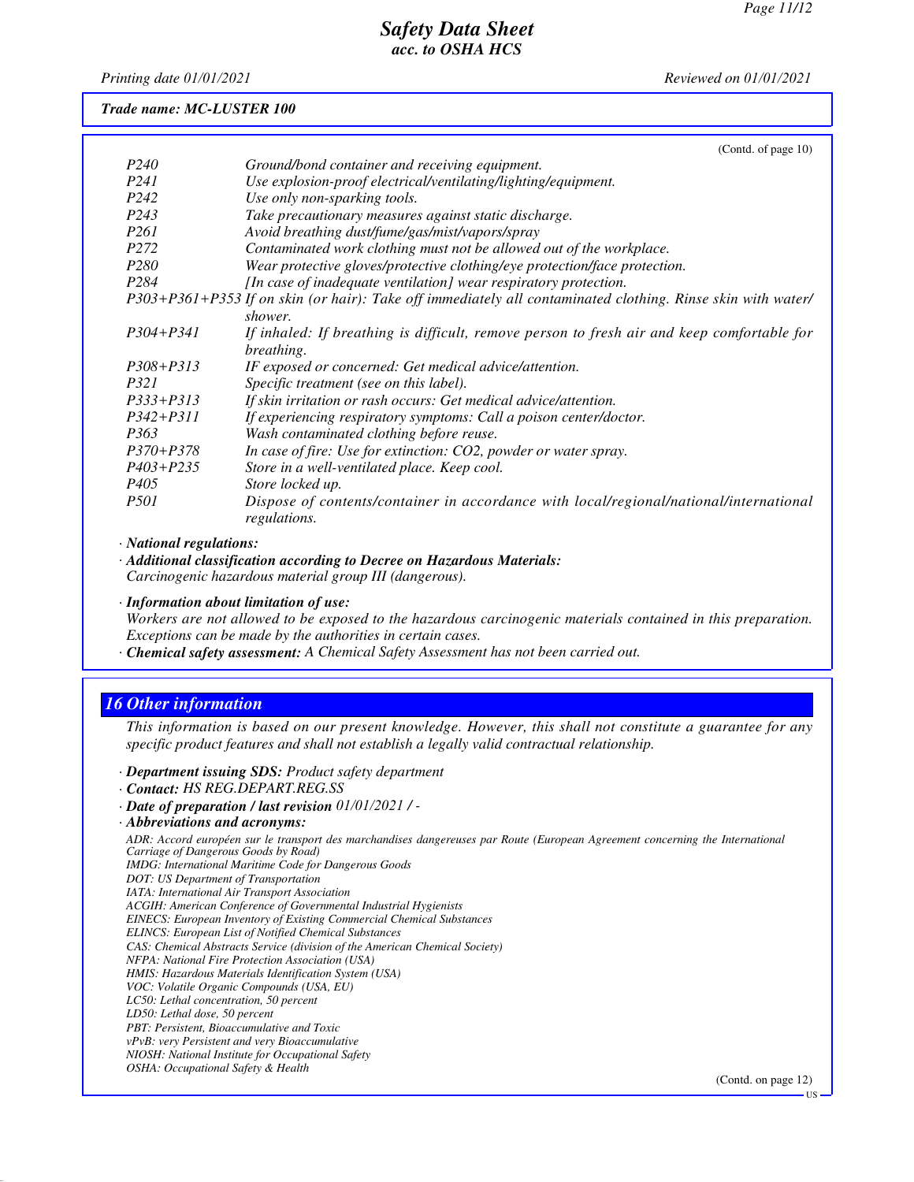**Trade name: MC-LUSTER 100**

(Contd. of page 10)

| | |
|---|---|
| P240 | Ground/bond container and receiving equipment. |
| P241 | Use explosion-proof electrical/ventilating/lighting/equipment. |
| P242 | Use only non-sparking tools. |
| P243 | Take precautionary measures against static discharge. |
| P261 | Avoid breathing dust/fume/gas/mist/vapors/spray |
| P272 | Contaminated work clothing must not be allowed out of the workplace. |
| P280 | Wear protective gloves/protective clothing/eye protection/face protection. |
| P284 | [In case of inadequate ventilation] wear respiratory protection. |
| P303+P361+P353 | If on skin (or hair): Take off immediately all contaminated clothing. Rinse skin with water/shower. |
| P304+P341 | If inhaled: If breathing is difficult, remove person to fresh air and keep comfortable for breathing. |
| P308+P313 | IF exposed or concerned: Get medical advice/attention. |
| P321 | Specific treatment (see on this label). |
| P333+P313 | If skin irritation or rash occurs: Get medical advice/attention. |
| P342+P311 | If experiencing respiratory symptoms: Call a poison center/doctor. |
| P363 | Wash contaminated clothing before reuse. |
| P370+P378 | In case of fire: Use for extinction: CO2, powder or water spray. |
| P403+P235 | Store in a well-ventilated place. Keep cool. |
| P405 | Store locked up. |
| P501 | Dispose of contents/container in accordance with local/regional/national/international regulations. |

· ***National regulations:***

· ***Additional classification according to Decree on Hazardous Materials:***
*Carcinogenic hazardous material group III (dangerous).*

· ***Information about limitation of use:***
*Workers are not allowed to be exposed to the hazardous carcinogenic materials contained in this preparation. Exceptions can be made by the authorities in certain cases.*

· ***Chemical safety assessment:*** *A Chemical Safety Assessment has not been carried out.*

## 16 Other information

*This information is based on our present knowledge. However, this shall not constitute a guarantee for any specific product features and shall not establish a legally valid contractual relationship.*

· ***Department issuing SDS:*** *Product safety department*
· ***Contact:*** *HS REG.DEPART.REG.SS*
· ***Date of preparation / last revision*** *01/01/2021 / -*
· ***Abbreviations and acronyms:***

*ADR: Accord européen sur le transport des marchandises dangereuses par Route (European Agreement concerning the International Carriage of Dangerous Goods by Road)*
*IMDG: International Maritime Code for Dangerous Goods*
*DOT: US Department of Transportation*
*IATA: International Air Transport Association*
*ACGIH: American Conference of Governmental Industrial Hygienists*
*EINECS: European Inventory of Existing Commercial Chemical Substances*
*ELINCS: European List of Notified Chemical Substances*
*CAS: Chemical Abstracts Service (division of the American Chemical Society)*
*NFPA: National Fire Protection Association (USA)*
*HMIS: Hazardous Materials Identification System (USA)*
*VOC: Volatile Organic Compounds (USA, EU)*
*LC50: Lethal concentration, 50 percent*
*LD50: Lethal dose, 50 percent*
*PBT: Persistent, Bioaccumulative and Toxic*
*vPvB: very Persistent and very Bioaccumulative*
*NIOSH: National Institute for Occupational Safety*
*OSHA: Occupational Safety & Health*

(Contd. on page 12)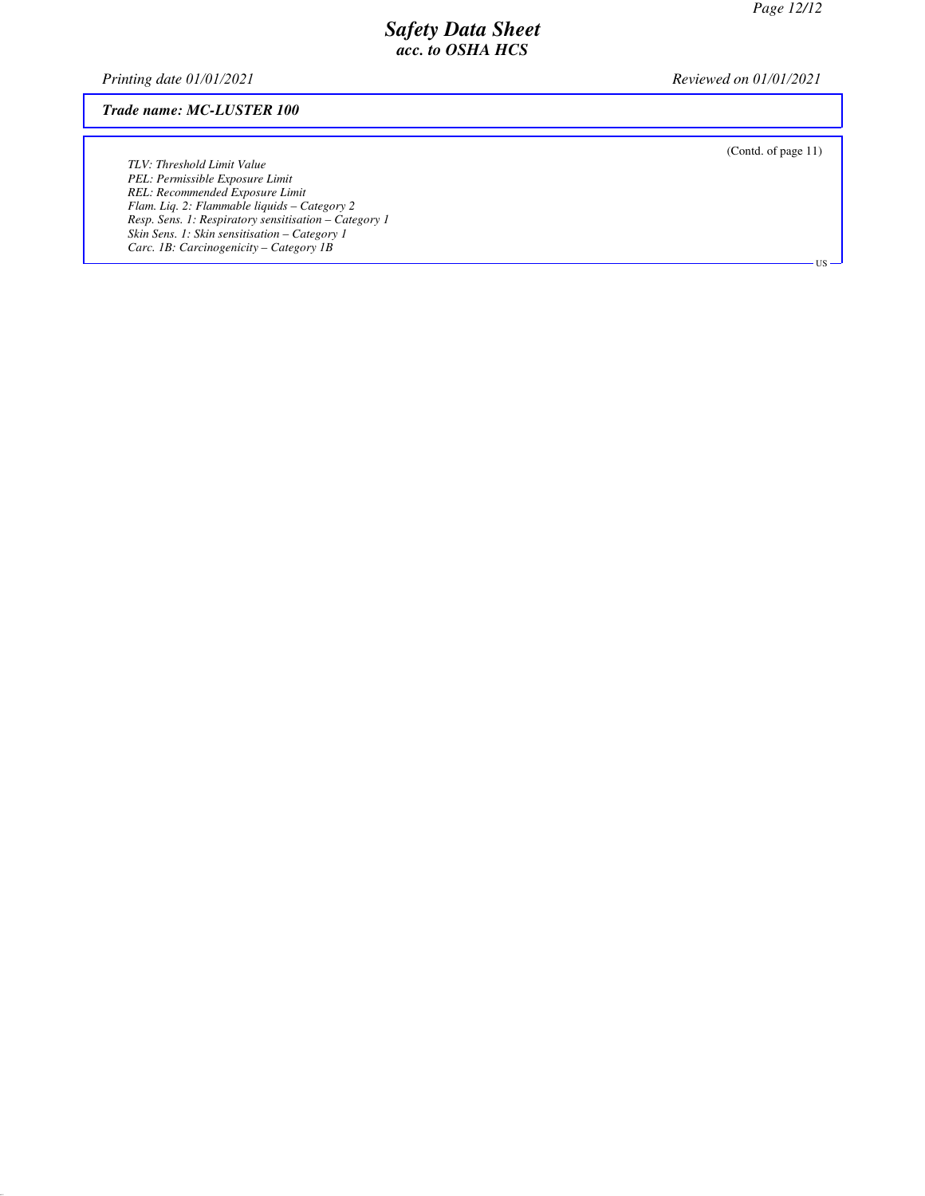*Trade name: MC-LUSTER 100*

(Contd. of page 11)

*TLV: Threshold Limit Value*
*PEL: Permissible Exposure Limit*
*REL: Recommended Exposure Limit*
*Flam. Liq. 2: Flammable liquids – Category 2*
*Resp. Sens. 1: Respiratory sensitisation – Category 1*
*Skin Sens. 1: Skin sensitisation – Category 1*
*Carc. 1B: Carcinogenicity – Category 1B*